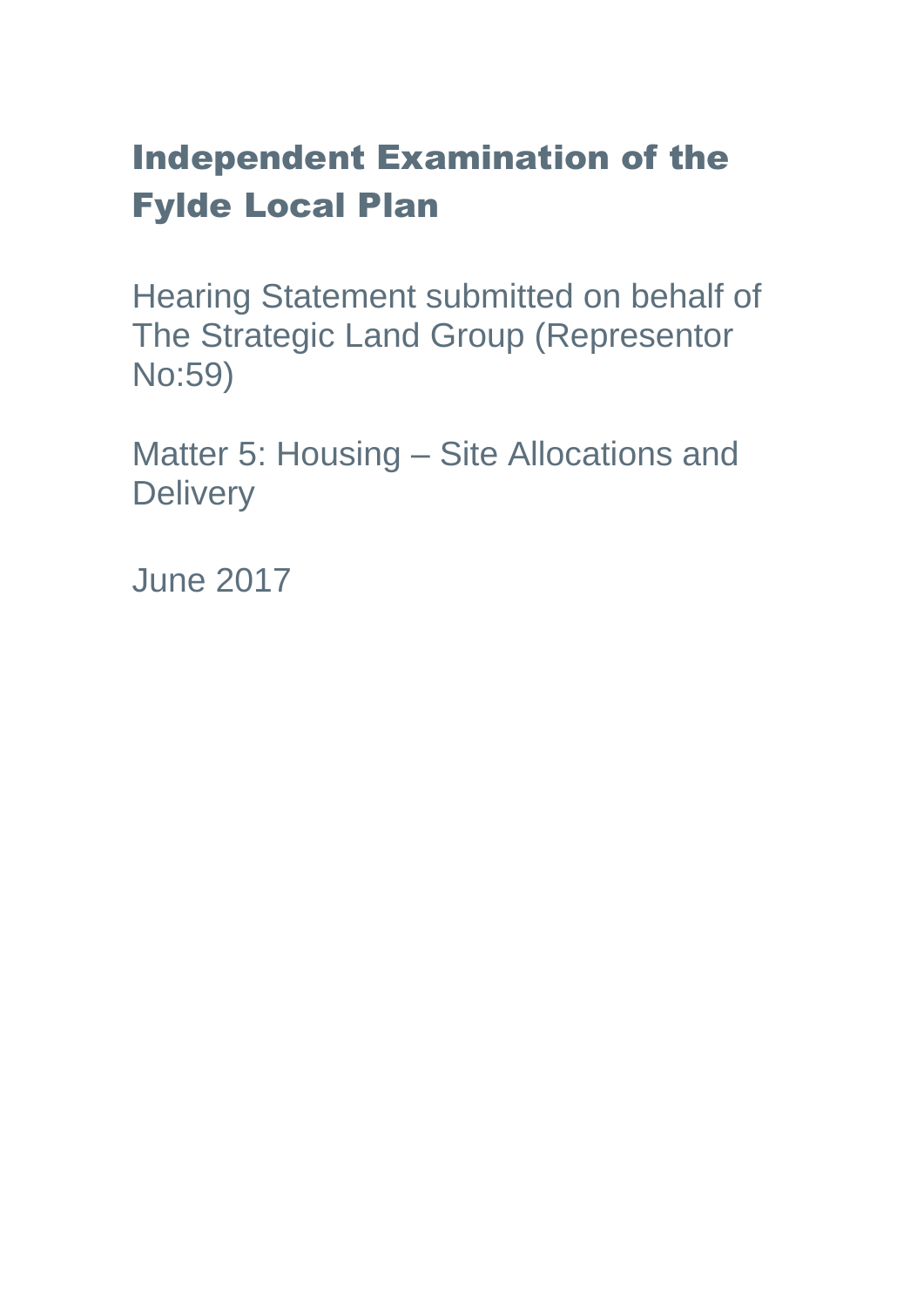# Independent Examination of the Fylde Local Plan

Hearing Statement submitted on behalf of The Strategic Land Group (Representor No:59)

Matter 5: Housing – Site Allocations and Delivery

June 2017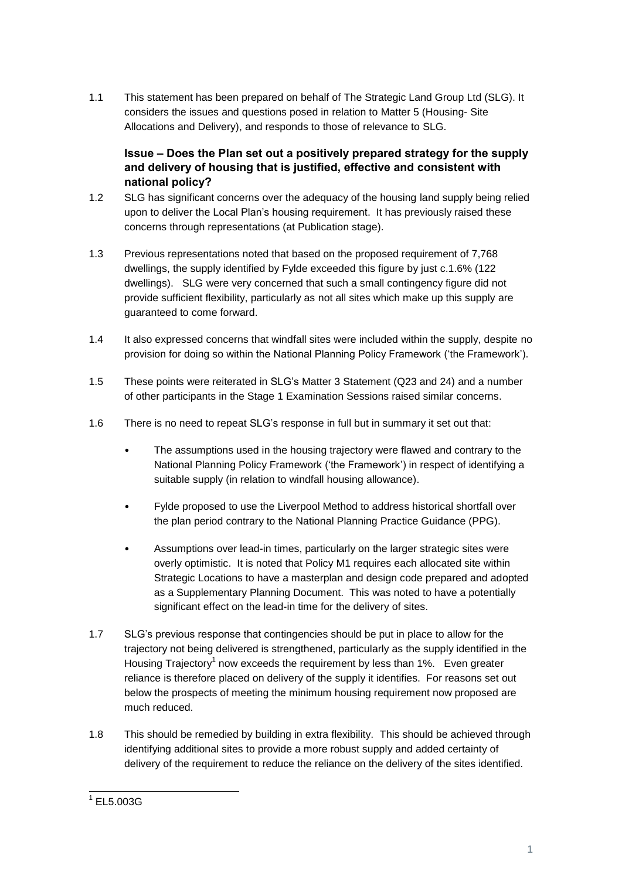1.1 This statement has been prepared on behalf of The Strategic Land Group Ltd (SLG). It considers the issues and questions posed in relation to Matter 5 (Housing- Site Allocations and Delivery), and responds to those of relevance to SLG.

**Issue – Does the Plan set out a positively prepared strategy for the supply and delivery of housing that is justified, effective and consistent with national policy?**

1.2 SLG has significant concerns over the adequacy of the housing land supply being relied upon to deliver the Local Plan's housing requirement. It has previously raised these concerns through representations (at Publication stage).

1.3 Previous representations noted that based on the proposed requirement of 7,768 dwellings, the supply identified by Fylde exceeded this figure by just c.1.6% (122 dwellings). SLG were very concerned that such a small contingency figure did not provide sufficient flexibility, particularly as not all sites which make up this supply are guaranteed to come forward.

1.4 It also expressed concerns that windfall sites were included within the supply, despite no provision for doing so within the National Planning Policy Framework ('the Framework').

1.5 These points were reiterated in SLG's Matter 3 Statement (Q23 and 24) and a number of other participants in the Stage 1 Examination Sessions raised similar concerns.

1.6 There is no need to repeat SLG's response in full but in summary it set out that:

- The assumptions used in the housing trajectory were flawed and contrary to the National Planning Policy Framework ('the Framework') in respect of identifying a suitable supply (in relation to windfall housing allowance).
- Fylde proposed to use the Liverpool Method to address historical shortfall over the plan period contrary to the National Planning Practice Guidance (PPG).
- Assumptions over lead-in times, particularly on the larger strategic sites were overly optimistic. It is noted that Policy M1 requires each allocated site within Strategic Locations to have a masterplan and design code prepared and adopted as a Supplementary Planning Document. This was noted to have a potentially significant effect on the lead-in time for the delivery of sites.

1.7 SLG's previous response that contingencies should be put in place to allow for the trajectory not being delivered is strengthened, particularly as the supply identified in the Housing Trajectory[1] now exceeds the requirement by less than 1%. Even greater reliance is therefore placed on delivery of the supply it identifies. For reasons set out below the prospects of meeting the minimum housing requirement now proposed are much reduced.

1.8 This should be remedied by building in extra flexibility. This should be achieved through identifying additional sites to provide a more robust supply and added certainty of delivery of the requirement to reduce the reliance on the delivery of the sites identified.

[1] EL5.003G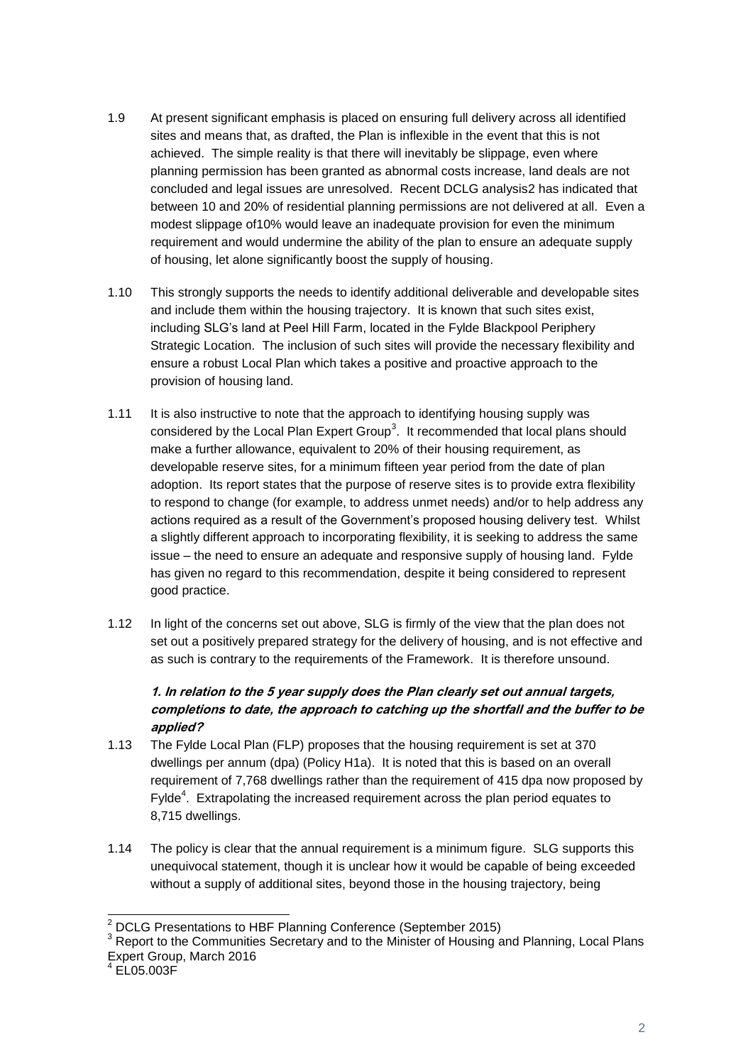1.9 At present significant emphasis is placed on ensuring full delivery across all identified sites and means that, as drafted, the Plan is inflexible in the event that this is not achieved. The simple reality is that there will inevitably be slippage, even where planning permission has been granted as abnormal costs increase, land deals are not concluded and legal issues are unresolved. Recent DCLG analysis2 has indicated that between 10 and 20% of residential planning permissions are not delivered at all. Even a modest slippage of10% would leave an inadequate provision for even the minimum requirement and would undermine the ability of the plan to ensure an adequate supply of housing, let alone significantly boost the supply of housing.

1.10 This strongly supports the needs to identify additional deliverable and developable sites and include them within the housing trajectory. It is known that such sites exist, including SLG's land at Peel Hill Farm, located in the Fylde Blackpool Periphery Strategic Location. The inclusion of such sites will provide the necessary flexibility and ensure a robust Local Plan which takes a positive and proactive approach to the provision of housing land.

1.11 It is also instructive to note that the approach to identifying housing supply was considered by the Local Plan Expert Group[3]. It recommended that local plans should make a further allowance, equivalent to 20% of their housing requirement, as developable reserve sites, for a minimum fifteen year period from the date of plan adoption. Its report states that the purpose of reserve sites is to provide extra flexibility to respond to change (for example, to address unmet needs) and/or to help address any actions required as a result of the Government's proposed housing delivery test. Whilst a slightly different approach to incorporating flexibility, it is seeking to address the same issue – the need to ensure an adequate and responsive supply of housing land. Fylde has given no regard to this recommendation, despite it being considered to represent good practice.

1.12 In light of the concerns set out above, SLG is firmly of the view that the plan does not set out a positively prepared strategy for the delivery of housing, and is not effective and as such is contrary to the requirements of the Framework. It is therefore unsound.

***1. In relation to the 5 year supply does the Plan clearly set out annual targets, completions to date, the approach to catching up the shortfall and the buffer to be applied?***

1.13 The Fylde Local Plan (FLP) proposes that the housing requirement is set at 370 dwellings per annum (dpa) (Policy H1a). It is noted that this is based on an overall requirement of 7,768 dwellings rather than the requirement of 415 dpa now proposed by Fylde[4]. Extrapolating the increased requirement across the plan period equates to 8,715 dwellings.

1.14 The policy is clear that the annual requirement is a minimum figure. SLG supports this unequivocal statement, though it is unclear how it would be capable of being exceeded without a supply of additional sites, beyond those in the housing trajectory, being

---

[2] DCLG Presentations to HBF Planning Conference (September 2015)

[3] Report to the Communities Secretary and to the Minister of Housing and Planning, Local Plans Expert Group, March 2016

[4] EL05.003F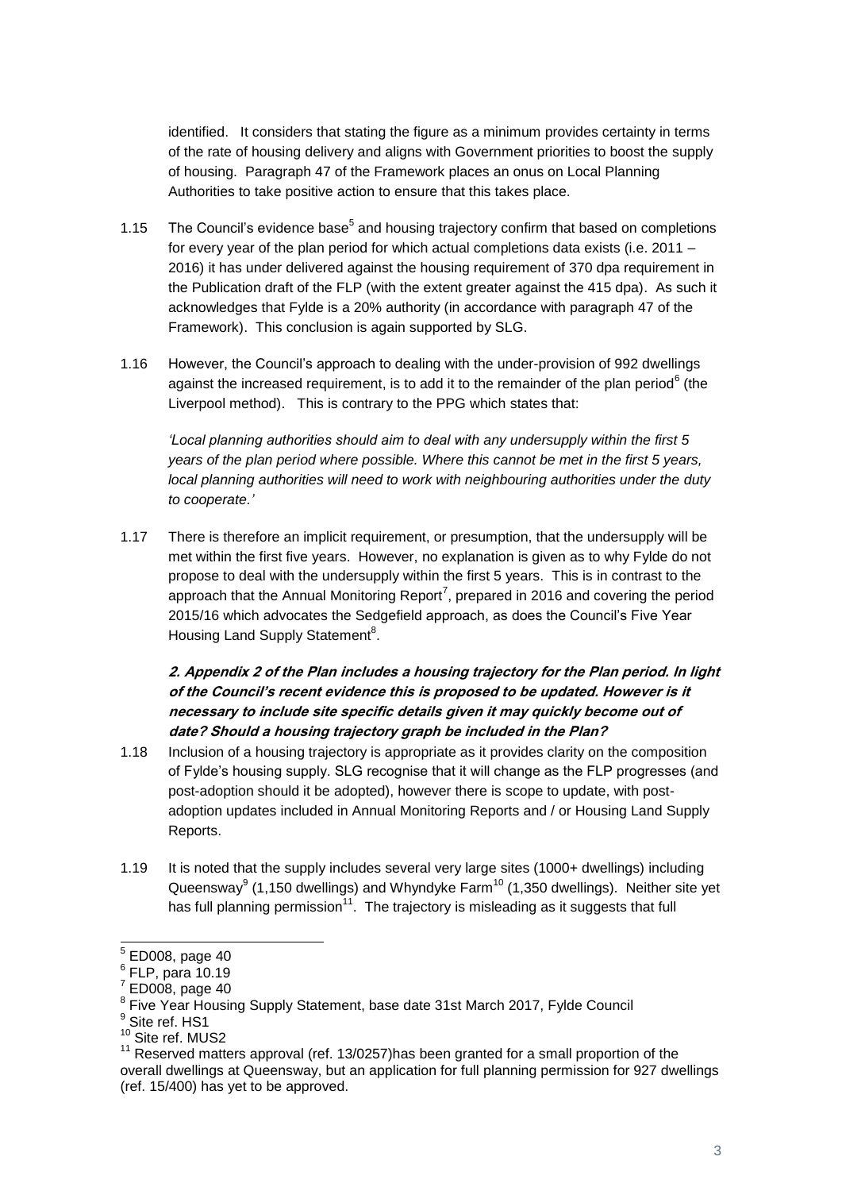identified. It considers that stating the figure as a minimum provides certainty in terms of the rate of housing delivery and aligns with Government priorities to boost the supply of housing. Paragraph 47 of the Framework places an onus on Local Planning Authorities to take positive action to ensure that this takes place.

1.15 The Council's evidence base[5] and housing trajectory confirm that based on completions for every year of the plan period for which actual completions data exists (i.e. 2011 – 2016) it has under delivered against the housing requirement of 370 dpa requirement in the Publication draft of the FLP (with the extent greater against the 415 dpa). As such it acknowledges that Fylde is a 20% authority (in accordance with paragraph 47 of the Framework). This conclusion is again supported by SLG.

1.16 However, the Council's approach to dealing with the under-provision of 992 dwellings against the increased requirement, is to add it to the remainder of the plan period[6] (the Liverpool method). This is contrary to the PPG which states that:

*'Local planning authorities should aim to deal with any undersupply within the first 5 years of the plan period where possible. Where this cannot be met in the first 5 years, local planning authorities will need to work with neighbouring authorities under the duty to cooperate.'*

1.17 There is therefore an implicit requirement, or presumption, that the undersupply will be met within the first five years. However, no explanation is given as to why Fylde do not propose to deal with the undersupply within the first 5 years. This is in contrast to the approach that the Annual Monitoring Report[7], prepared in 2016 and covering the period 2015/16 which advocates the Sedgefield approach, as does the Council's Five Year Housing Land Supply Statement[8].

***2. Appendix 2 of the Plan includes a housing trajectory for the Plan period. In light of the Council's recent evidence this is proposed to be updated. However is it necessary to include site specific details given it may quickly become out of date? Should a housing trajectory graph be included in the Plan?***

1.18 Inclusion of a housing trajectory is appropriate as it provides clarity on the composition of Fylde's housing supply. SLG recognise that it will change as the FLP progresses (and post-adoption should it be adopted), however there is scope to update, with post-adoption updates included in Annual Monitoring Reports and / or Housing Land Supply Reports.

1.19 It is noted that the supply includes several very large sites (1000+ dwellings) including Queensway[9] (1,150 dwellings) and Whyndyke Farm[10] (1,350 dwellings). Neither site yet has full planning permission[11]. The trajectory is misleading as it suggests that full

---

[5] ED008, page 40

[6] FLP, para 10.19

[7] ED008, page 40

[8] Five Year Housing Supply Statement, base date 31st March 2017, Fylde Council

[9] Site ref. HS1

[10] Site ref. MUS2

[11] Reserved matters approval (ref. 13/0257)has been granted for a small proportion of the overall dwellings at Queensway, but an application for full planning permission for 927 dwellings (ref. 15/400) has yet to be approved.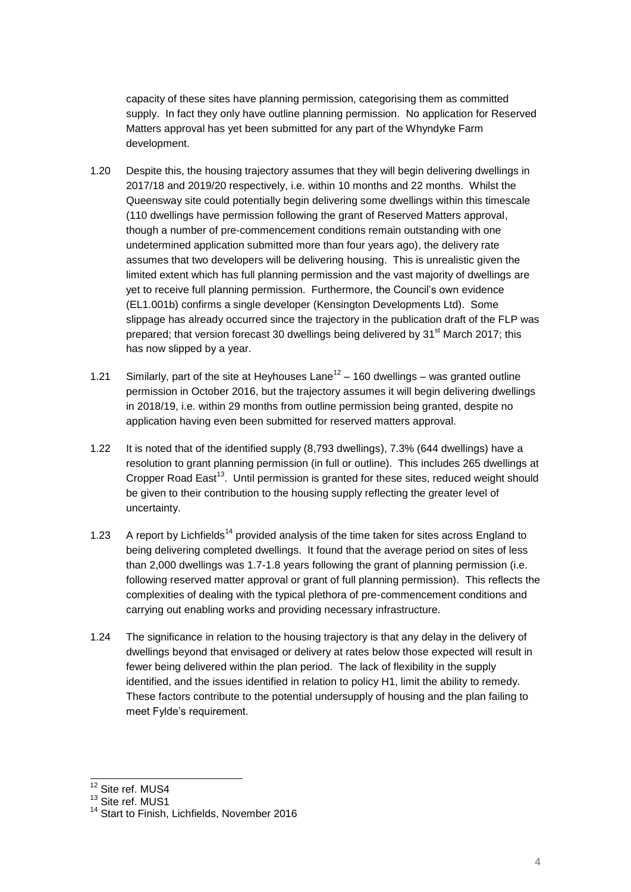capacity of these sites have planning permission, categorising them as committed supply. In fact they only have outline planning permission. No application for Reserved Matters approval has yet been submitted for any part of the Whyndyke Farm development.

1.20 Despite this, the housing trajectory assumes that they will begin delivering dwellings in 2017/18 and 2019/20 respectively, i.e. within 10 months and 22 months. Whilst the Queensway site could potentially begin delivering some dwellings within this timescale (110 dwellings have permission following the grant of Reserved Matters approval, though a number of pre-commencement conditions remain outstanding with one undetermined application submitted more than four years ago), the delivery rate assumes that two developers will be delivering housing. This is unrealistic given the limited extent which has full planning permission and the vast majority of dwellings are yet to receive full planning permission. Furthermore, the Council's own evidence (EL1.001b) confirms a single developer (Kensington Developments Ltd). Some slippage has already occurred since the trajectory in the publication draft of the FLP was prepared; that version forecast 30 dwellings being delivered by 31st March 2017; this has now slipped by a year.

1.21 Similarly, part of the site at Heyhouses Lane[12] – 160 dwellings – was granted outline permission in October 2016, but the trajectory assumes it will begin delivering dwellings in 2018/19, i.e. within 29 months from outline permission being granted, despite no application having even been submitted for reserved matters approval.

1.22 It is noted that of the identified supply (8,793 dwellings), 7.3% (644 dwellings) have a resolution to grant planning permission (in full or outline). This includes 265 dwellings at Cropper Road East[13]. Until permission is granted for these sites, reduced weight should be given to their contribution to the housing supply reflecting the greater level of uncertainty.

1.23 A report by Lichfields[14] provided analysis of the time taken for sites across England to being delivering completed dwellings. It found that the average period on sites of less than 2,000 dwellings was 1.7-1.8 years following the grant of planning permission (i.e. following reserved matter approval or grant of full planning permission). This reflects the complexities of dealing with the typical plethora of pre-commencement conditions and carrying out enabling works and providing necessary infrastructure.

1.24 The significance in relation to the housing trajectory is that any delay in the delivery of dwellings beyond that envisaged or delivery at rates below those expected will result in fewer being delivered within the plan period. The lack of flexibility in the supply identified, and the issues identified in relation to policy H1, limit the ability to remedy. These factors contribute to the potential undersupply of housing and the plan failing to meet Fylde's requirement.

---

[12] Site ref. MUS4

[13] Site ref. MUS1

[14] Start to Finish, Lichfields, November 2016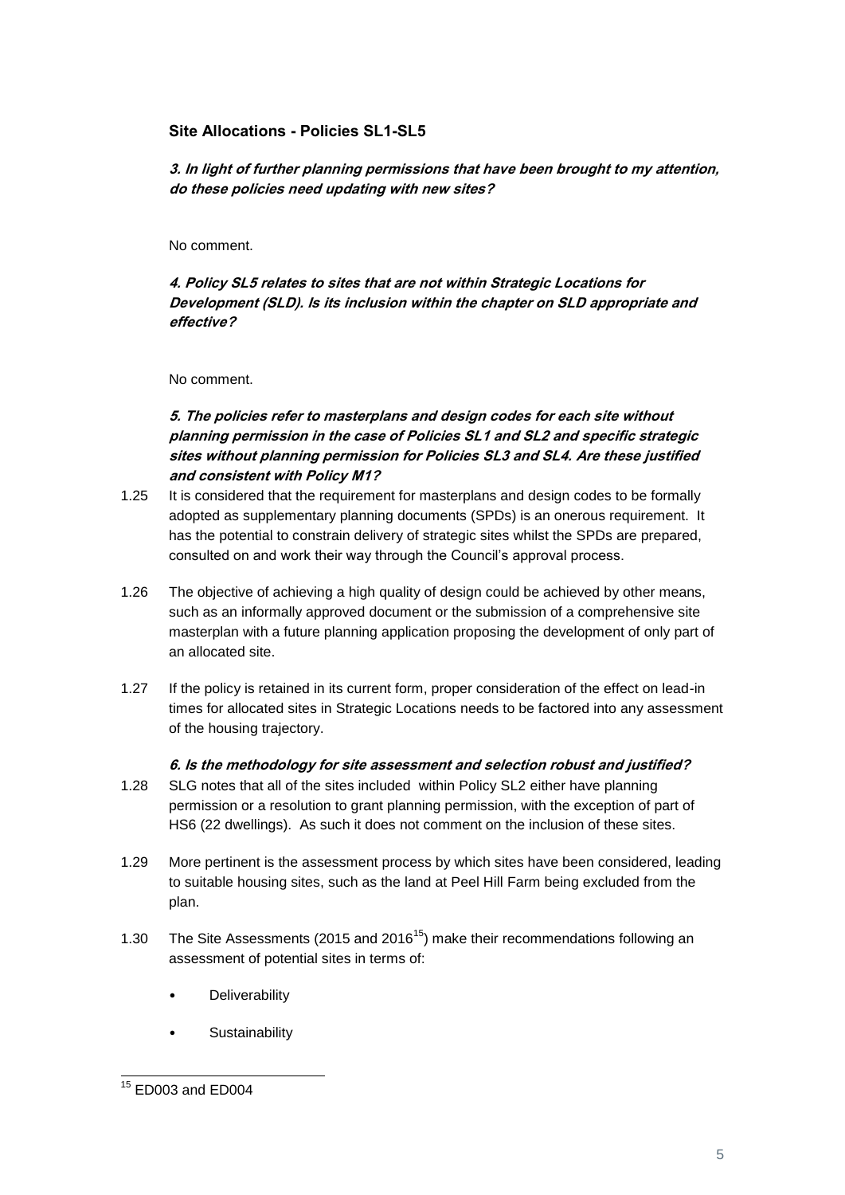### Site Allocations - Policies SL1-SL5

***3. In light of further planning permissions that have been brought to my attention, do these policies need updating with new sites?***

No comment.

***4. Policy SL5 relates to sites that are not within Strategic Locations for Development (SLD). Is its inclusion within the chapter on SLD appropriate and effective?***

No comment.

***5. The policies refer to masterplans and design codes for each site without planning permission in the case of Policies SL1 and SL2 and specific strategic sites without planning permission for Policies SL3 and SL4. Are these justified and consistent with Policy M1?***

1.25 It is considered that the requirement for masterplans and design codes to be formally adopted as supplementary planning documents (SPDs) is an onerous requirement. It has the potential to constrain delivery of strategic sites whilst the SPDs are prepared, consulted on and work their way through the Council's approval process.

1.26 The objective of achieving a high quality of design could be achieved by other means, such as an informally approved document or the submission of a comprehensive site masterplan with a future planning application proposing the development of only part of an allocated site.

1.27 If the policy is retained in its current form, proper consideration of the effect on lead-in times for allocated sites in Strategic Locations needs to be factored into any assessment of the housing trajectory.

***6. Is the methodology for site assessment and selection robust and justified?***

1.28 SLG notes that all of the sites included within Policy SL2 either have planning permission or a resolution to grant planning permission, with the exception of part of HS6 (22 dwellings). As such it does not comment on the inclusion of these sites.

1.29 More pertinent is the assessment process by which sites have been considered, leading to suitable housing sites, such as the land at Peel Hill Farm being excluded from the plan.

1.30 The Site Assessments (2015 and 2016[15]) make their recommendations following an assessment of potential sites in terms of:

- Deliverability
- Sustainability

[15] ED003 and ED004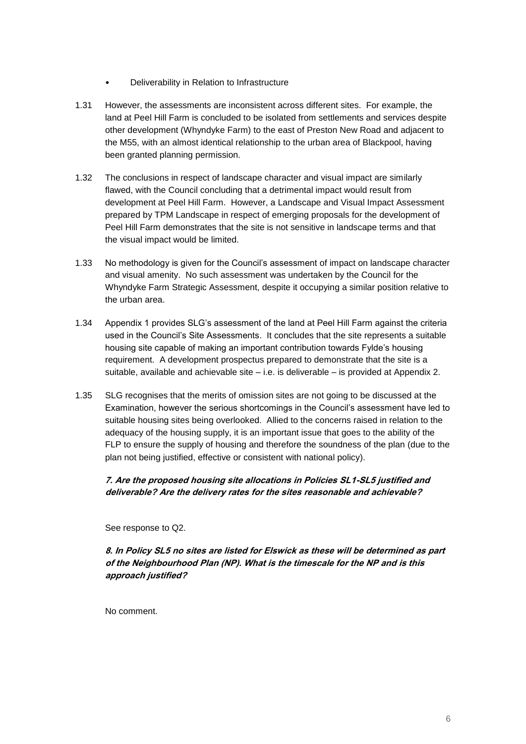- Deliverability in Relation to Infrastructure

1.31 However, the assessments are inconsistent across different sites. For example, the land at Peel Hill Farm is concluded to be isolated from settlements and services despite other development (Whyndyke Farm) to the east of Preston New Road and adjacent to the M55, with an almost identical relationship to the urban area of Blackpool, having been granted planning permission.

1.32 The conclusions in respect of landscape character and visual impact are similarly flawed, with the Council concluding that a detrimental impact would result from development at Peel Hill Farm. However, a Landscape and Visual Impact Assessment prepared by TPM Landscape in respect of emerging proposals for the development of Peel Hill Farm demonstrates that the site is not sensitive in landscape terms and that the visual impact would be limited.

1.33 No methodology is given for the Council's assessment of impact on landscape character and visual amenity. No such assessment was undertaken by the Council for the Whyndyke Farm Strategic Assessment, despite it occupying a similar position relative to the urban area.

1.34 Appendix 1 provides SLG's assessment of the land at Peel Hill Farm against the criteria used in the Council's Site Assessments. It concludes that the site represents a suitable housing site capable of making an important contribution towards Fylde's housing requirement. A development prospectus prepared to demonstrate that the site is a suitable, available and achievable site – i.e. is deliverable – is provided at Appendix 2.

1.35 SLG recognises that the merits of omission sites are not going to be discussed at the Examination, however the serious shortcomings in the Council's assessment have led to suitable housing sites being overlooked. Allied to the concerns raised in relation to the adequacy of the housing supply, it is an important issue that goes to the ability of the FLP to ensure the supply of housing and therefore the soundness of the plan (due to the plan not being justified, effective or consistent with national policy).

***7. Are the proposed housing site allocations in Policies SL1-SL5 justified and deliverable? Are the delivery rates for the sites reasonable and achievable?***

See response to Q2.

***8. In Policy SL5 no sites are listed for Elswick as these will be determined as part of the Neighbourhood Plan (NP). What is the timescale for the NP and is this approach justified?***

No comment.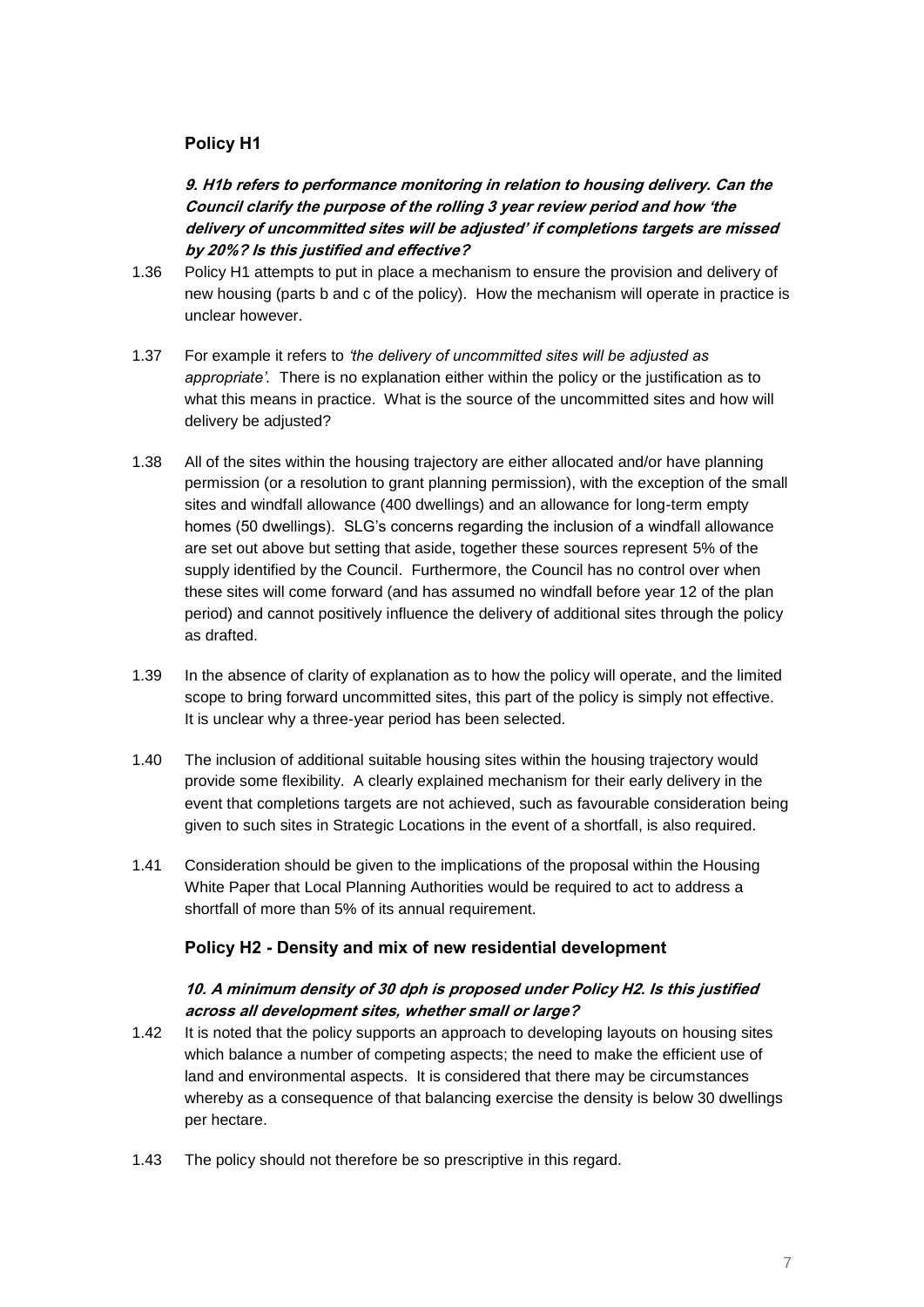### Policy H1

***9. H1b refers to performance monitoring in relation to housing delivery. Can the Council clarify the purpose of the rolling 3 year review period and how 'the delivery of uncommitted sites will be adjusted' if completions targets are missed by 20%? Is this justified and effective?***

1.36 Policy H1 attempts to put in place a mechanism to ensure the provision and delivery of new housing (parts b and c of the policy). How the mechanism will operate in practice is unclear however.

1.37 For example it refers to *'the delivery of uncommitted sites will be adjusted as appropriate'.* There is no explanation either within the policy or the justification as to what this means in practice. What is the source of the uncommitted sites and how will delivery be adjusted?

1.38 All of the sites within the housing trajectory are either allocated and/or have planning permission (or a resolution to grant planning permission), with the exception of the small sites and windfall allowance (400 dwellings) and an allowance for long-term empty homes (50 dwellings). SLG's concerns regarding the inclusion of a windfall allowance are set out above but setting that aside, together these sources represent 5% of the supply identified by the Council. Furthermore, the Council has no control over when these sites will come forward (and has assumed no windfall before year 12 of the plan period) and cannot positively influence the delivery of additional sites through the policy as drafted.

1.39 In the absence of clarity of explanation as to how the policy will operate, and the limited scope to bring forward uncommitted sites, this part of the policy is simply not effective. It is unclear why a three-year period has been selected.

1.40 The inclusion of additional suitable housing sites within the housing trajectory would provide some flexibility. A clearly explained mechanism for their early delivery in the event that completions targets are not achieved, such as favourable consideration being given to such sites in Strategic Locations in the event of a shortfall, is also required.

1.41 Consideration should be given to the implications of the proposal within the Housing White Paper that Local Planning Authorities would be required to act to address a shortfall of more than 5% of its annual requirement.

### Policy H2 - Density and mix of new residential development

***10. A minimum density of 30 dph is proposed under Policy H2. Is this justified across all development sites, whether small or large?***

1.42 It is noted that the policy supports an approach to developing layouts on housing sites which balance a number of competing aspects; the need to make the efficient use of land and environmental aspects. It is considered that there may be circumstances whereby as a consequence of that balancing exercise the density is below 30 dwellings per hectare.

1.43 The policy should not therefore be so prescriptive in this regard.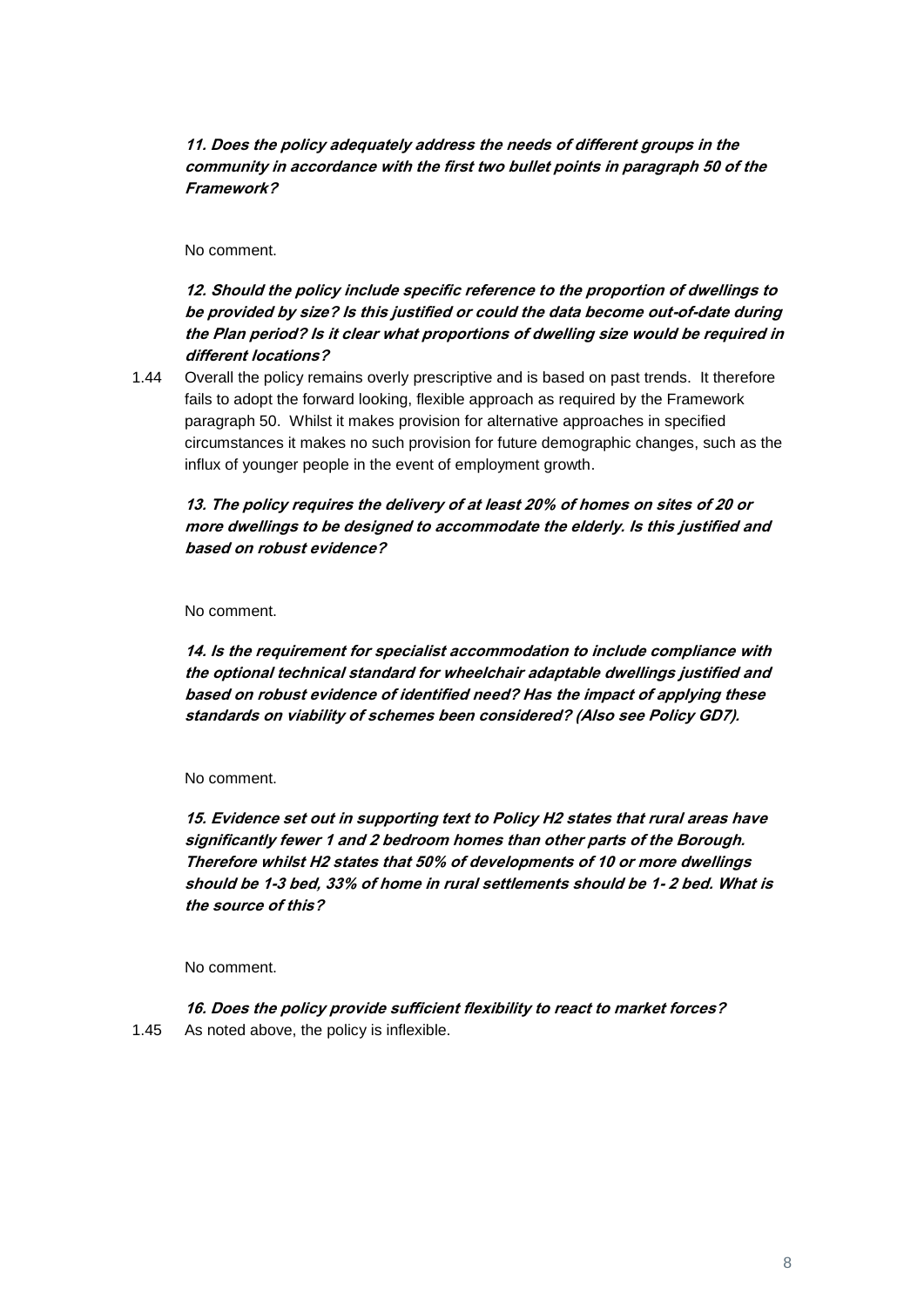***11. Does the policy adequately address the needs of different groups in the community in accordance with the first two bullet points in paragraph 50 of the Framework?***

No comment.

***12. Should the policy include specific reference to the proportion of dwellings to be provided by size? Is this justified or could the data become out-of-date during the Plan period? Is it clear what proportions of dwelling size would be required in different locations?***

1.44 Overall the policy remains overly prescriptive and is based on past trends. It therefore fails to adopt the forward looking, flexible approach as required by the Framework paragraph 50. Whilst it makes provision for alternative approaches in specified circumstances it makes no such provision for future demographic changes, such as the influx of younger people in the event of employment growth.

***13. The policy requires the delivery of at least 20% of homes on sites of 20 or more dwellings to be designed to accommodate the elderly. Is this justified and based on robust evidence?***

No comment.

***14. Is the requirement for specialist accommodation to include compliance with the optional technical standard for wheelchair adaptable dwellings justified and based on robust evidence of identified need? Has the impact of applying these standards on viability of schemes been considered? (Also see Policy GD7).***

No comment.

***15. Evidence set out in supporting text to Policy H2 states that rural areas have significantly fewer 1 and 2 bedroom homes than other parts of the Borough. Therefore whilst H2 states that 50% of developments of 10 or more dwellings should be 1-3 bed, 33% of home in rural settlements should be 1- 2 bed. What is the source of this?***

No comment.

***16. Does the policy provide sufficient flexibility to react to market forces?***

1.45 As noted above, the policy is inflexible.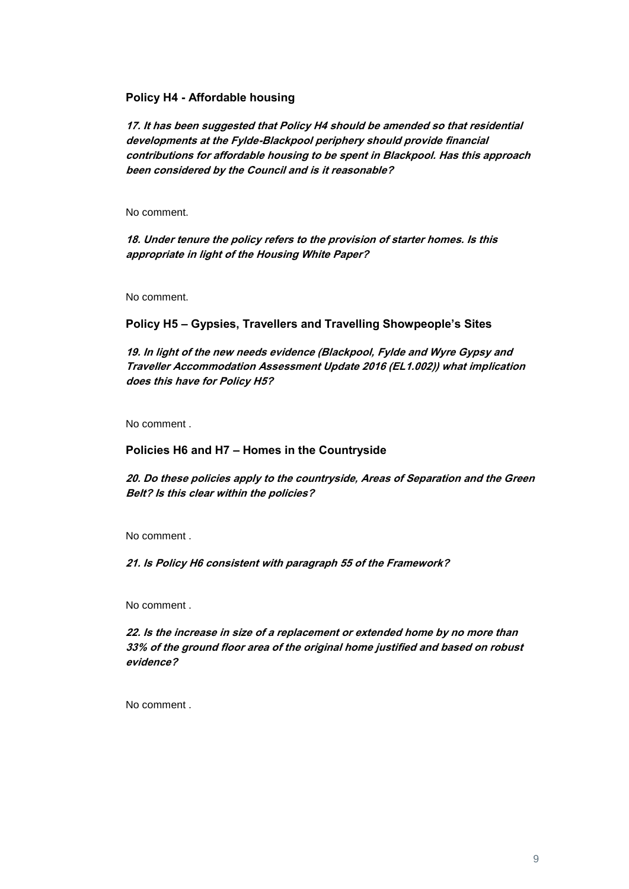## Policy H4 - Affordable housing

***17. It has been suggested that Policy H4 should be amended so that residential developments at the Fylde-Blackpool periphery should provide financial contributions for affordable housing to be spent in Blackpool. Has this approach been considered by the Council and is it reasonable?***

No comment.

***18. Under tenure the policy refers to the provision of starter homes. Is this appropriate in light of the Housing White Paper?***

No comment.

## Policy H5 – Gypsies, Travellers and Travelling Showpeople's Sites

***19. In light of the new needs evidence (Blackpool, Fylde and Wyre Gypsy and Traveller Accommodation Assessment Update 2016 (EL1.002)) what implication does this have for Policy H5?***

No comment .

## Policies H6 and H7 – Homes in the Countryside

***20. Do these policies apply to the countryside, Areas of Separation and the Green Belt? Is this clear within the policies?***

No comment .

***21. Is Policy H6 consistent with paragraph 55 of the Framework?***

No comment .

***22. Is the increase in size of a replacement or extended home by no more than 33% of the ground floor area of the original home justified and based on robust evidence?***

No comment .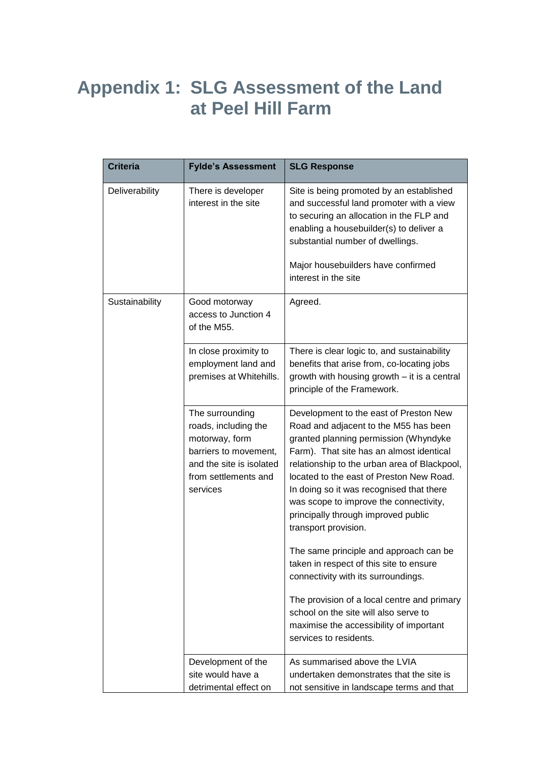# Appendix 1: SLG Assessment of the Land at Peel Hill Farm

| Criteria | Fylde's Assessment | SLG Response |
|---|---|---|
| Deliverability | There is developer interest in the site | Site is being promoted by an established and successful land promoter with a view to securing an allocation in the FLP and enabling a housebuilder(s) to deliver a substantial number of dwellings.<br><br>Major housebuilders have confirmed interest in the site |
| Sustainability | Good motorway access to Junction 4 of the M55. | Agreed. |
| | In close proximity to employment land and premises at Whitehills. | There is clear logic to, and sustainability benefits that arise from, co-locating jobs growth with housing growth – it is a central principle of the Framework. |
| | The surrounding roads, including the motorway, form barriers to movement, and the site is isolated from settlements and services | Development to the east of Preston New Road and adjacent to the M55 has been granted planning permission (Whyndyke Farm). That site has an almost identical relationship to the urban area of Blackpool, located to the east of Preston New Road. In doing so it was recognised that there was scope to improve the connectivity, principally through improved public transport provision.<br><br>The same principle and approach can be taken in respect of this site to ensure connectivity with its surroundings.<br><br>The provision of a local centre and primary school on the site will also serve to maximise the accessibility of important services to residents. |
| | Development of the site would have a detrimental effect on | As summarised above the LVIA undertaken demonstrates that the site is not sensitive in landscape terms and that |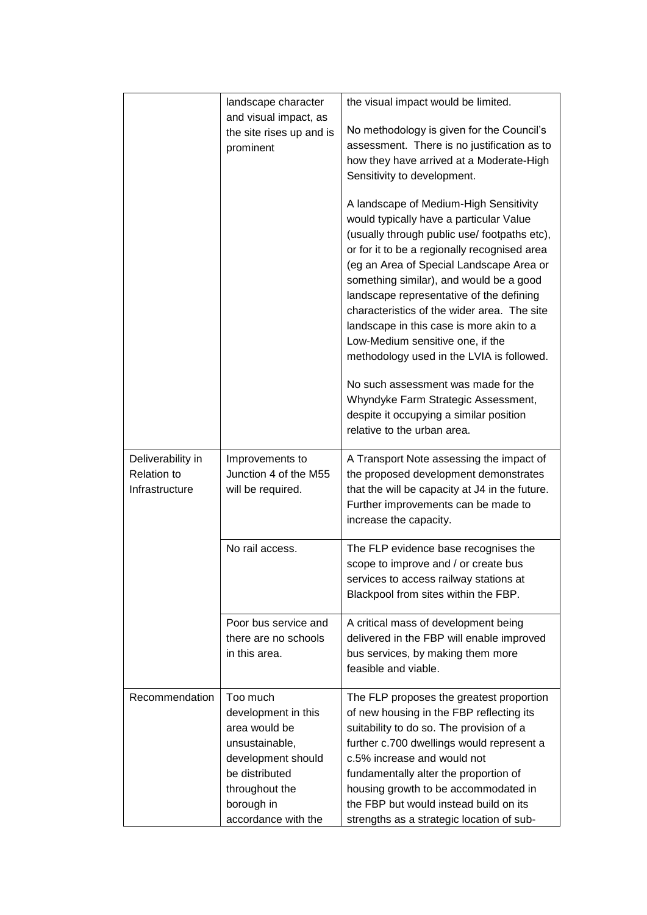|  | landscape character and visual impact, as the site rises up and is prominent | the visual impact would be limited.<br><br>No methodology is given for the Council's assessment. There is no justification as to how they have arrived at a Moderate-High Sensitivity to development.<br><br>A landscape of Medium-High Sensitivity would typically have a particular Value (usually through public use/ footpaths etc), or for it to be a regionally recognised area (eg an Area of Special Landscape Area or something similar), and would be a good landscape representative of the defining characteristics of the wider area. The site landscape in this case is more akin to a Low-Medium sensitive one, if the methodology used in the LVIA is followed.<br><br>No such assessment was made for the Whyndyke Farm Strategic Assessment, despite it occupying a similar position relative to the urban area. |
|---|---|---|
| Deliverability in Relation to Infrastructure | Improvements to Junction 4 of the M55 will be required. | A Transport Note assessing the impact of the proposed development demonstrates that the will be capacity at J4 in the future. Further improvements can be made to increase the capacity. |
|  | No rail access. | The FLP evidence base recognises the scope to improve and / or create bus services to access railway stations at Blackpool from sites within the FBP. |
|  | Poor bus service and there are no schools in this area. | A critical mass of development being delivered in the FBP will enable improved bus services, by making them more feasible and viable. |
| Recommendation | Too much development in this area would be unsustainable, development should be distributed throughout the borough in accordance with the | The FLP proposes the greatest proportion of new housing in the FBP reflecting its suitability to do so. The provision of a further c.700 dwellings would represent a c.5% increase and would not fundamentally alter the proportion of housing growth to be accommodated in the FBP but would instead build on its strengths as a strategic location of sub- |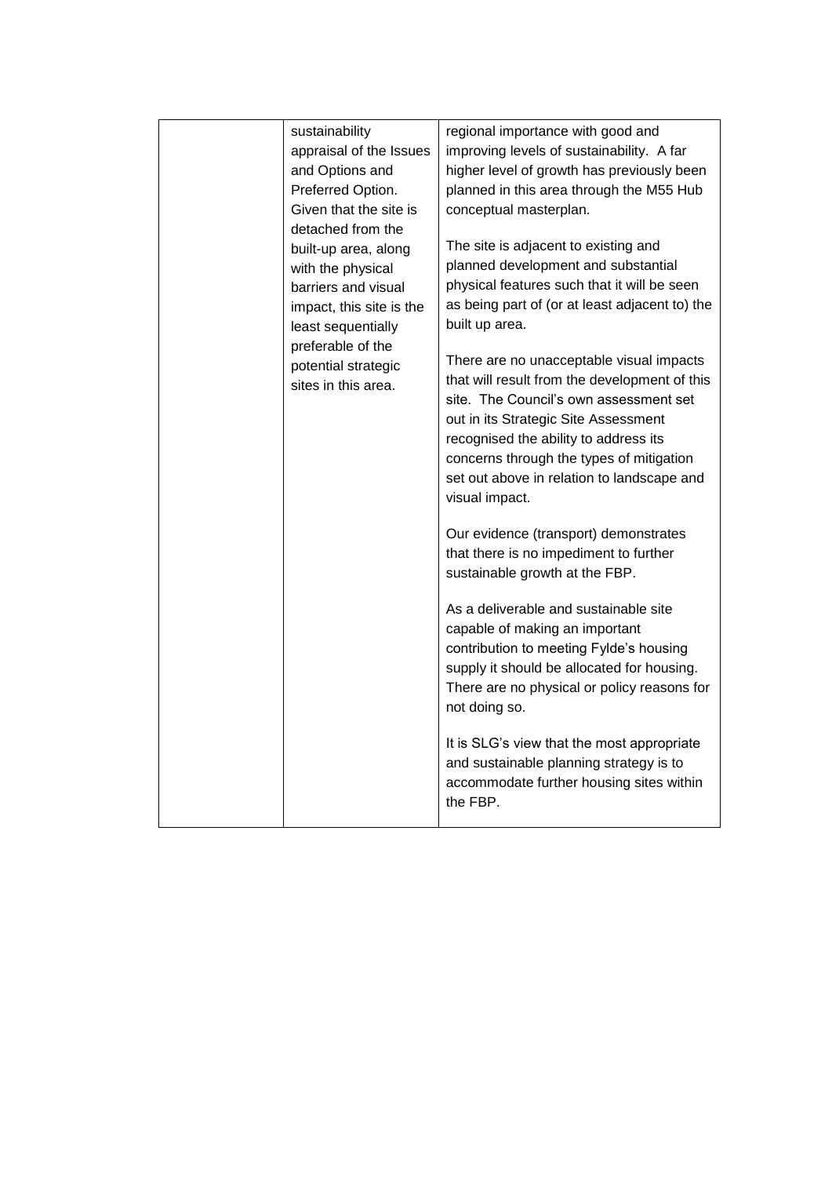|  | sustainability appraisal of the Issues and Options and Preferred Option. Given that the site is detached from the built-up area, along with the physical barriers and visual impact, this site is the least sequentially preferable of the potential strategic sites in this area. | regional importance with good and improving levels of sustainability. A far higher level of growth has previously been planned in this area through the M55 Hub conceptual masterplan.<br><br>The site is adjacent to existing and planned development and substantial physical features such that it will be seen as being part of (or at least adjacent to) the built up area.<br><br>There are no unacceptable visual impacts that will result from the development of this site. The Council's own assessment set out in its Strategic Site Assessment recognised the ability to address its concerns through the types of mitigation set out above in relation to landscape and visual impact.<br><br>Our evidence (transport) demonstrates that there is no impediment to further sustainable growth at the FBP.<br><br>As a deliverable and sustainable site capable of making an important contribution to meeting Fylde's housing supply it should be allocated for housing. There are no physical or policy reasons for not doing so.<br><br>It is SLG's view that the most appropriate and sustainable planning strategy is to accommodate further housing sites within the FBP. |
|---|---|---|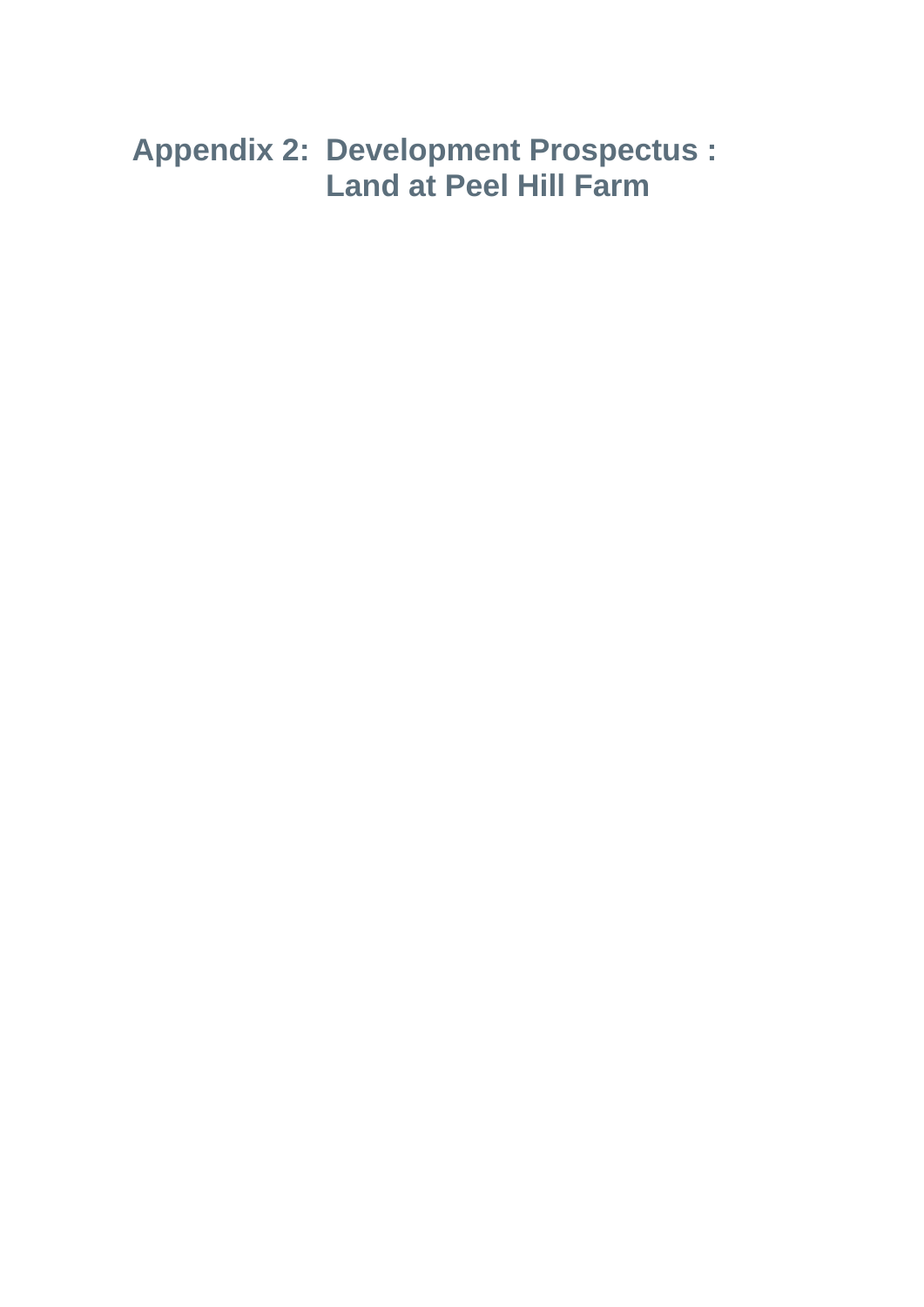# Appendix 2: Development Prospectus : Land at Peel Hill Farm